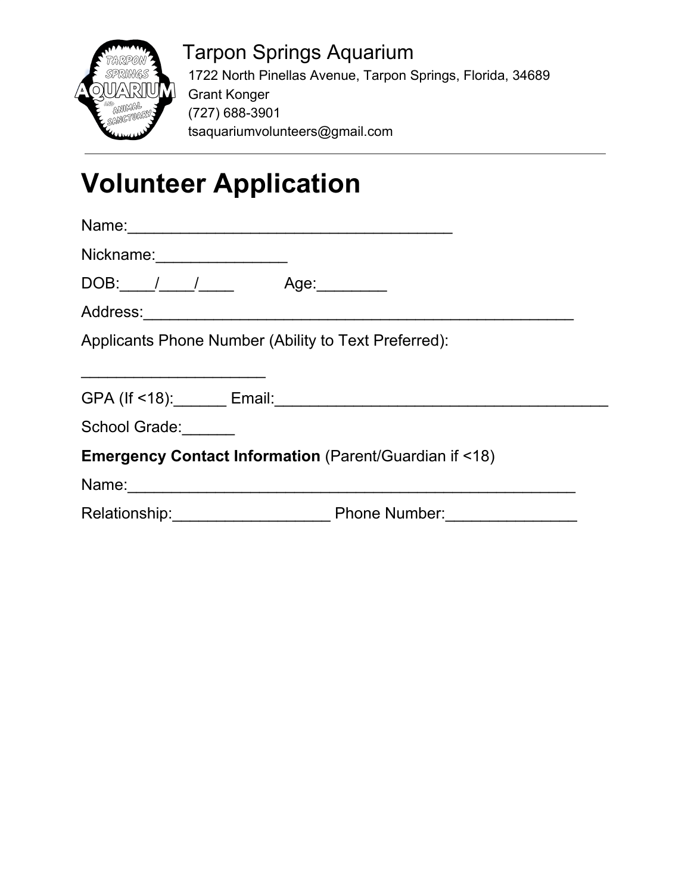Tarpon Springs Aquarium

1722 North Pinellas Avenue, Tarpon Springs, Florida, 34689
Grant Konger
(727) 688-3901
tsaquariumvolunteers@gmail.com

---

# Volunteer Application

Name:_____________________________________

Nickname:_______________

DOB:____/____/____ Age:________

Address:__________________________________________________

Applicants Phone Number (Ability to Text Preferred):

_____________________

GPA (If <18):______ Email:_______________________________________

School Grade:______

**Emergency Contact Information** (Parent/Guardian if <18)

Name:____________________________________________________

Relationship:__________________ Phone Number:_______________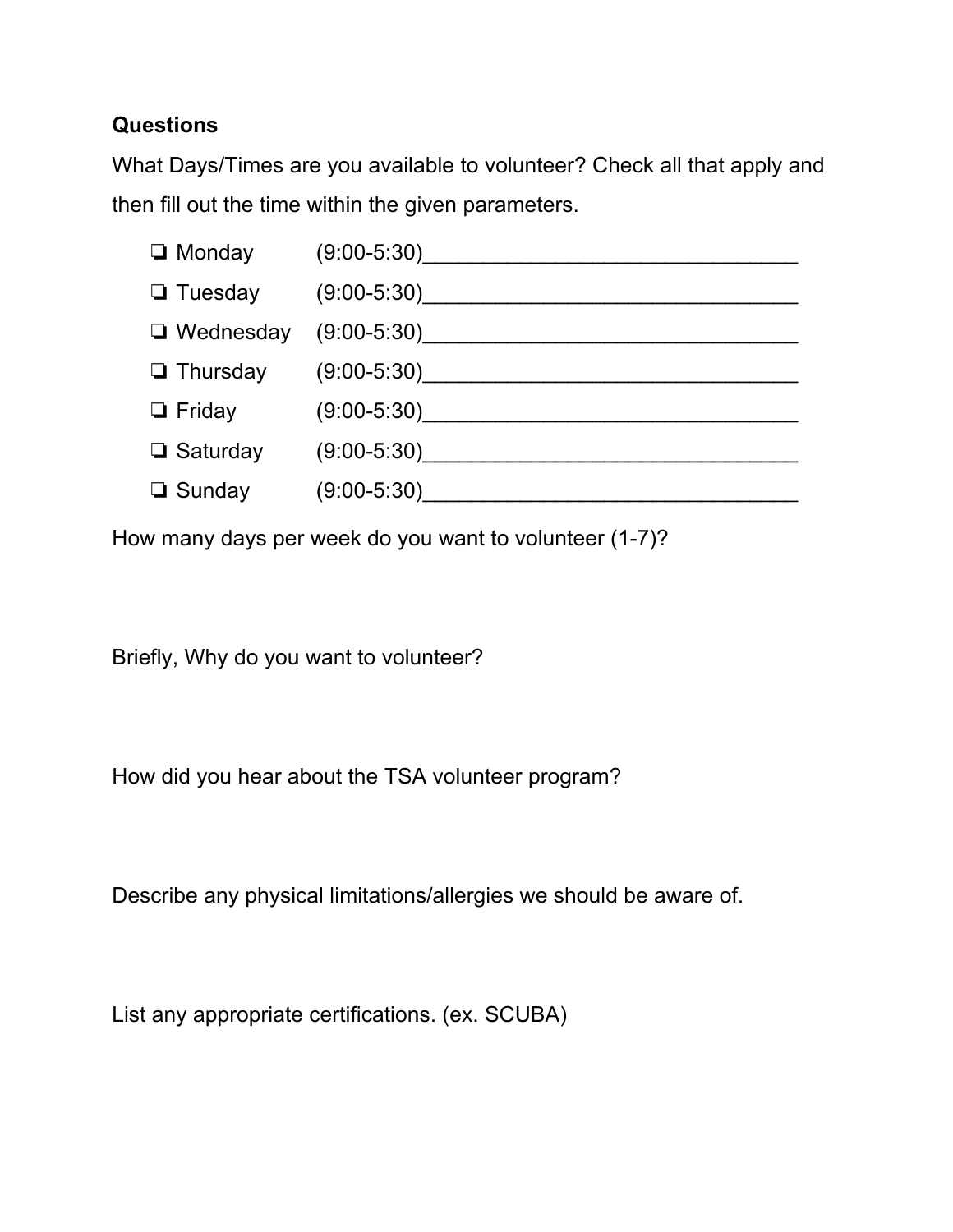**Questions**

What Days/Times are you available to volunteer? Check all that apply and then fill out the time within the given parameters.

- ❏ Monday (9:00-5:30)________________________________
- ❏ Tuesday (9:00-5:30)________________________________
- ❏ Wednesday (9:00-5:30)________________________________
- ❏ Thursday (9:00-5:30)________________________________
- ❏ Friday (9:00-5:30)________________________________
- ❏ Saturday (9:00-5:30)________________________________
- ❏ Sunday (9:00-5:30)________________________________

How many days per week do you want to volunteer (1-7)?

Briefly, Why do you want to volunteer?

How did you hear about the TSA volunteer program?

Describe any physical limitations/allergies we should be aware of.

List any appropriate certifications. (ex. SCUBA)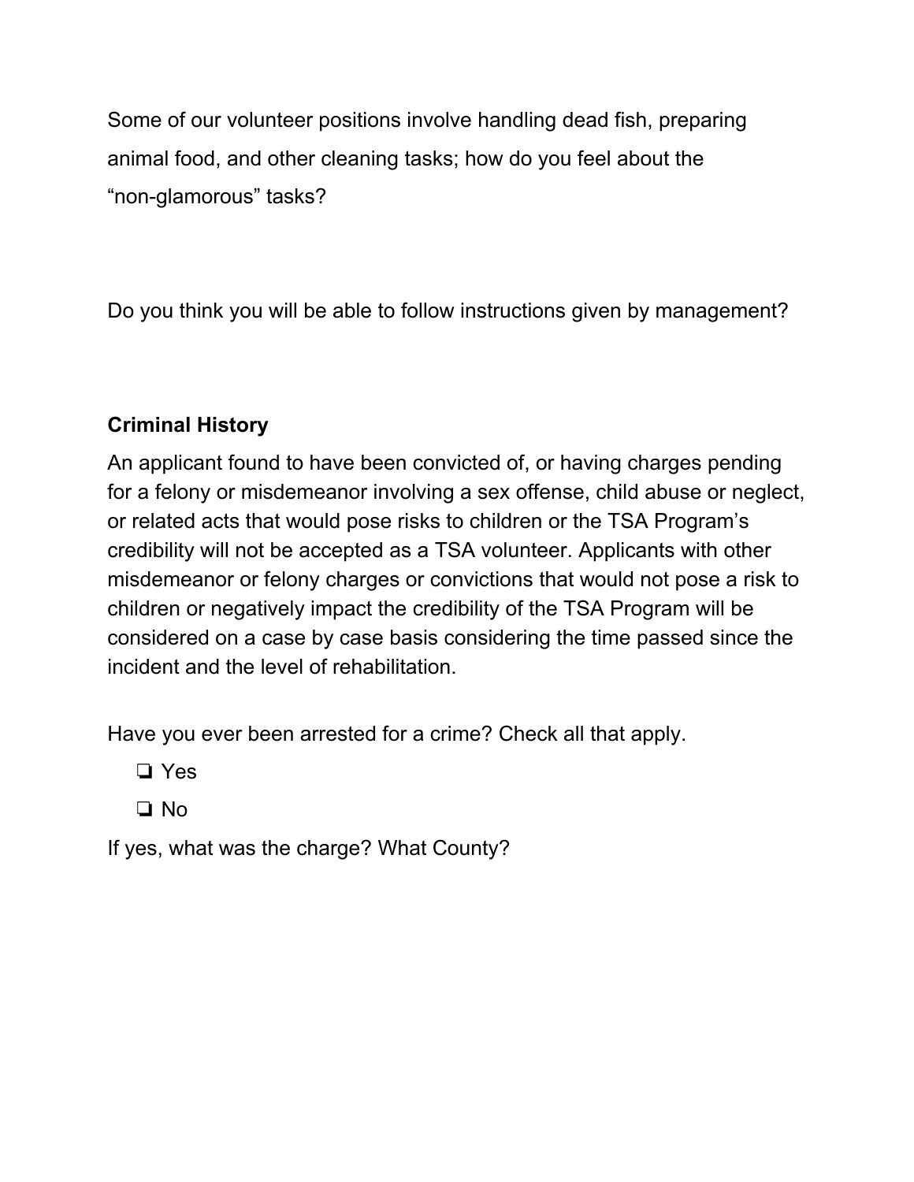Some of our volunteer positions involve handling dead fish, preparing animal food, and other cleaning tasks; how do you feel about the "non-glamorous" tasks?

Do you think you will be able to follow instructions given by management?

**Criminal History**

An applicant found to have been convicted of, or having charges pending for a felony or misdemeanor involving a sex offense, child abuse or neglect, or related acts that would pose risks to children or the TSA Program's credibility will not be accepted as a TSA volunteer. Applicants with other misdemeanor or felony charges or convictions that would not pose a risk to children or negatively impact the credibility of the TSA Program will be considered on a case by case basis considering the time passed since the incident and the level of rehabilitation.

Have you ever been arrested for a crime? Check all that apply.

- ❏ Yes
- ❏ No

If yes, what was the charge? What County?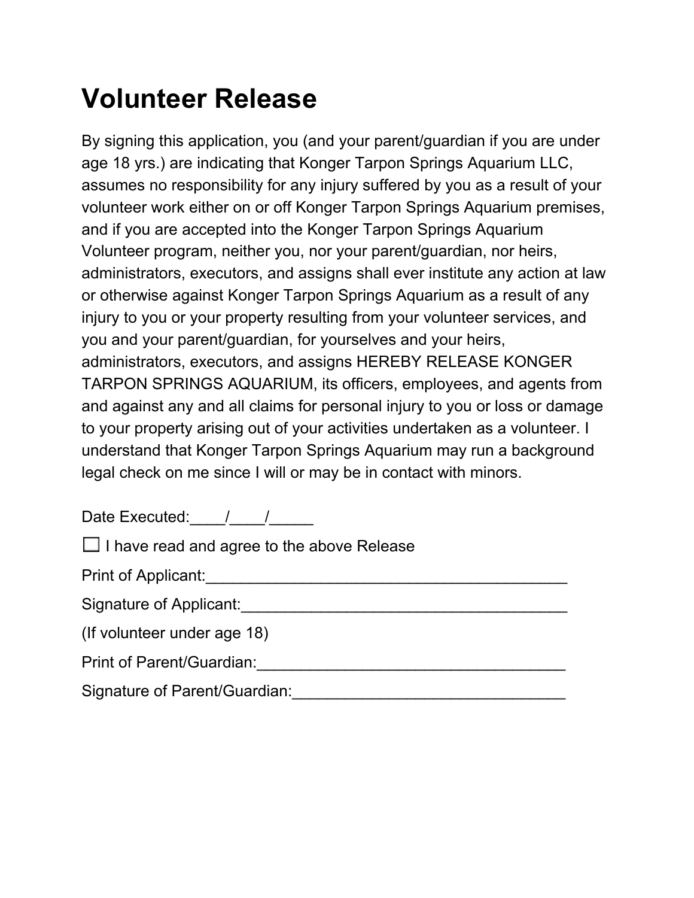# Volunteer Release

By signing this application, you (and your parent/guardian if you are under age 18 yrs.) are indicating that Konger Tarpon Springs Aquarium LLC, assumes no responsibility for any injury suffered by you as a result of your volunteer work either on or off Konger Tarpon Springs Aquarium premises, and if you are accepted into the Konger Tarpon Springs Aquarium Volunteer program, neither you, nor your parent/guardian, nor heirs, administrators, executors, and assigns shall ever institute any action at law or otherwise against Konger Tarpon Springs Aquarium as a result of any injury to you or your property resulting from your volunteer services, and you and your parent/guardian, for yourselves and your heirs, administrators, executors, and assigns HEREBY RELEASE KONGER TARPON SPRINGS AQUARIUM, its officers, employees, and agents from and against any and all claims for personal injury to you or loss or damage to your property arising out of your activities undertaken as a volunteer. I understand that Konger Tarpon Springs Aquarium may run a background legal check on me since I will or may be in contact with minors.

Date Executed:____/____/_____

☐ I have read and agree to the above Release

Print of Applicant:_________________________________________

Signature of Applicant:______________________________________

(If volunteer under age 18)

Print of Parent/Guardian:____________________________________

Signature of Parent/Guardian:________________________________